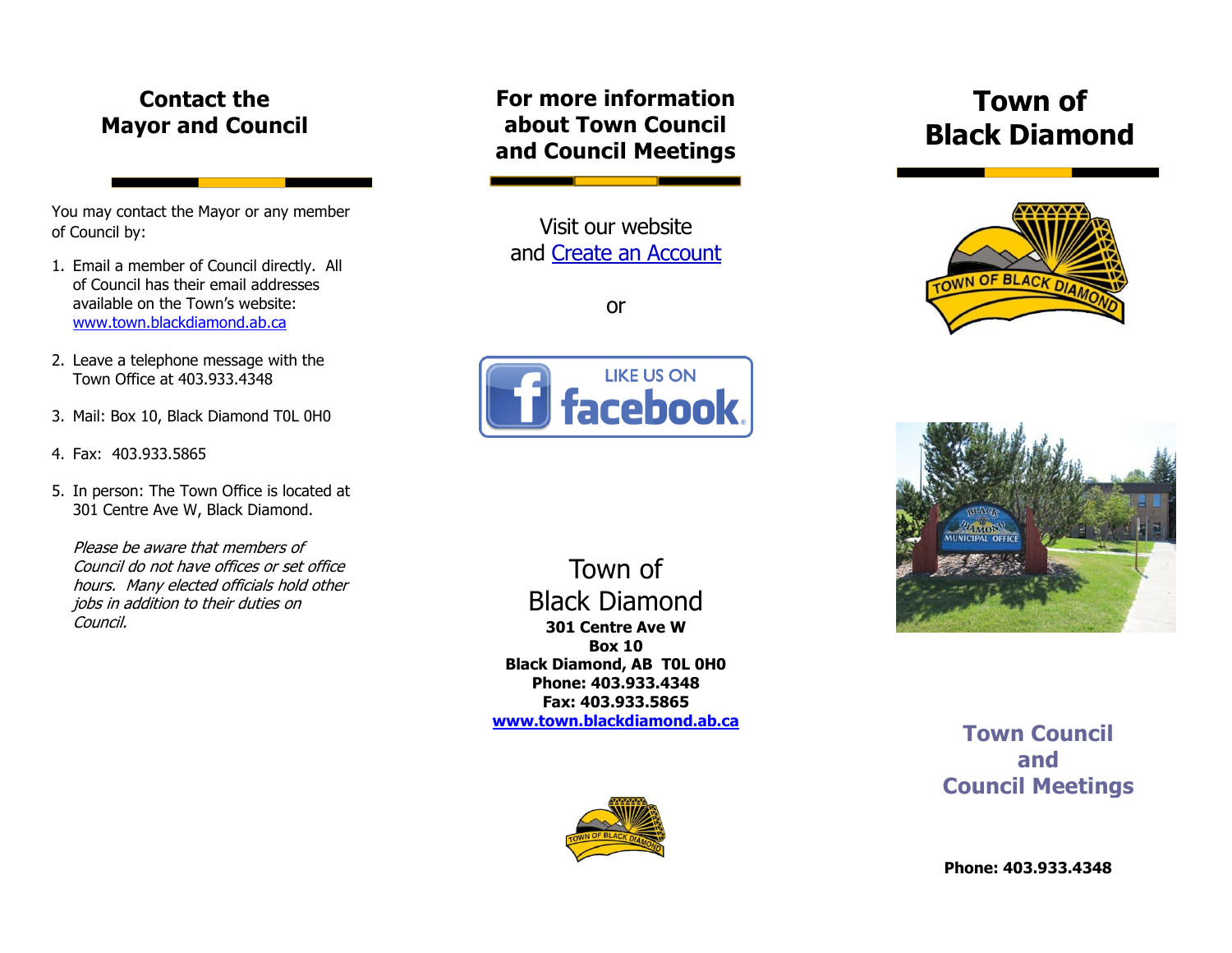## Contact the Mayor and Council

You may contact the Mayor or any member of Council by:

1. Email a member of Council directly. All of Council has their email addresses available on the Town's website: www.town.blackdiamond.ab.ca
2. Leave a telephone message with the Town Office at 403.933.4348
3. Mail: Box 10, Black Diamond T0L 0H0
4. Fax: 403.933.5865
5. In person: The Town Office is located at 301 Centre Ave W, Black Diamond.

   *Please be aware that members of Council do not have offices or set office hours. Many elected officials hold other jobs in addition to their duties on Council.*

## For more information about Town Council and Council Meetings

Visit our website and Create an Account

or

LIKE US ON facebook

Town of Black Diamond

**301 Centre Ave W**
**Box 10**
**Black Diamond, AB T0L 0H0**
**Phone: 403.933.4348**
**Fax: 403.933.5865**
**www.town.blackdiamond.ab.ca**

# Town of Black Diamond

TOWN OF BLACK DIAMOND

BLACK DIAMOND MUNICIPAL OFFICE

## Town Council and Council Meetings

**Phone: 403.933.4348**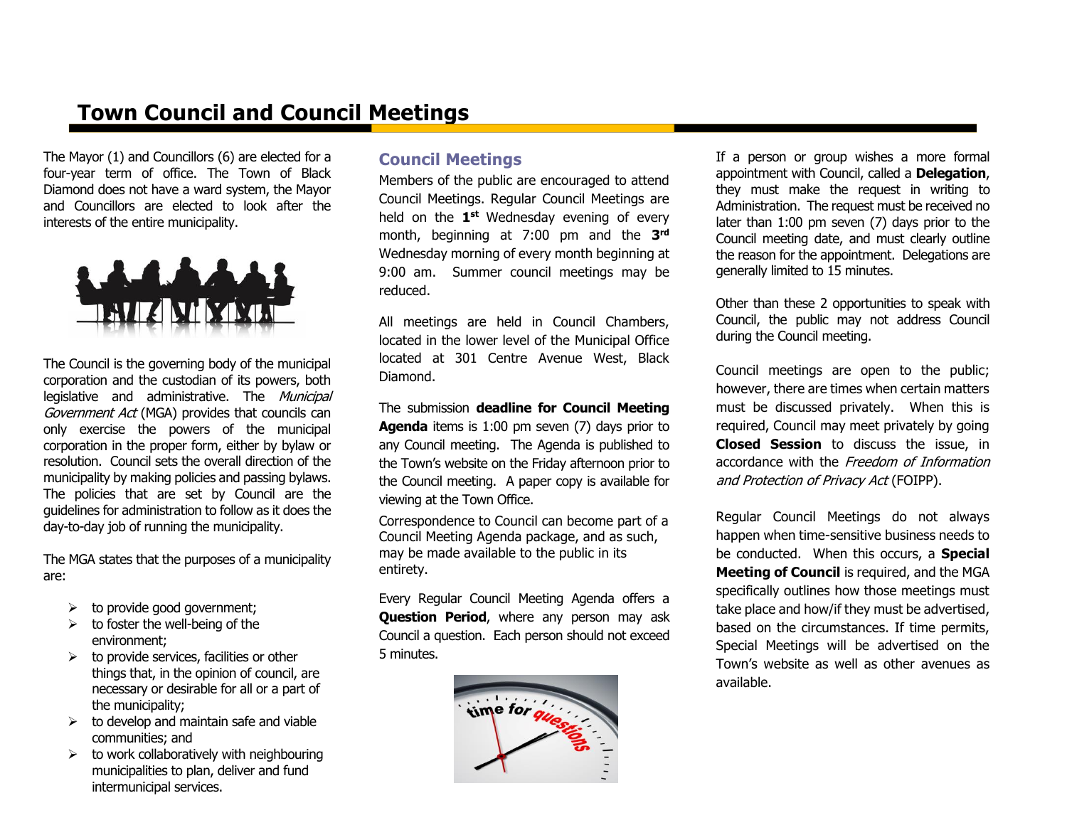# Town Council and Council Meetings

The Mayor (1) and Councillors (6) are elected for a four-year term of office. The Town of Black Diamond does not have a ward system, the Mayor and Councillors are elected to look after the interests of the entire municipality.

The Council is the governing body of the municipal corporation and the custodian of its powers, both legislative and administrative. The *Municipal Government Act* (MGA) provides that councils can only exercise the powers of the municipal corporation in the proper form, either by bylaw or resolution. Council sets the overall direction of the municipality by making policies and passing bylaws. The policies that are set by Council are the guidelines for administration to follow as it does the day-to-day job of running the municipality.

The MGA states that the purposes of a municipality are:

- to provide good government;
- to foster the well-being of the environment;
- to provide services, facilities or other things that, in the opinion of council, are necessary or desirable for all or a part of the municipality;
- to develop and maintain safe and viable communities; and
- to work collaboratively with neighbouring municipalities to plan, deliver and fund intermunicipal services.

## Council Meetings

Members of the public are encouraged to attend Council Meetings. Regular Council Meetings are held on the **1st** Wednesday evening of every month, beginning at 7:00 pm and the **3rd** Wednesday morning of every month beginning at 9:00 am. Summer council meetings may be reduced.

All meetings are held in Council Chambers, located in the lower level of the Municipal Office located at 301 Centre Avenue West, Black Diamond.

The submission **deadline for Council Meeting Agenda** items is 1:00 pm seven (7) days prior to any Council meeting. The Agenda is published to the Town's website on the Friday afternoon prior to the Council meeting. A paper copy is available for viewing at the Town Office.

Correspondence to Council can become part of a Council Meeting Agenda package, and as such, may be made available to the public in its entirety.

Every Regular Council Meeting Agenda offers a **Question Period**, where any person may ask Council a question. Each person should not exceed 5 minutes.

If a person or group wishes a more formal appointment with Council, called a **Delegation**, they must make the request in writing to Administration. The request must be received no later than 1:00 pm seven (7) days prior to the Council meeting date, and must clearly outline the reason for the appointment. Delegations are generally limited to 15 minutes.

Other than these 2 opportunities to speak with Council, the public may not address Council during the Council meeting.

Council meetings are open to the public; however, there are times when certain matters must be discussed privately. When this is required, Council may meet privately by going **Closed Session** to discuss the issue, in accordance with the *Freedom of Information and Protection of Privacy Act* (FOIPP).

Regular Council Meetings do not always happen when time-sensitive business needs to be conducted. When this occurs, a **Special Meeting of Council** is required, and the MGA specifically outlines how those meetings must take place and how/if they must be advertised, based on the circumstances. If time permits, Special Meetings will be advertised on the Town's website as well as other avenues as available.